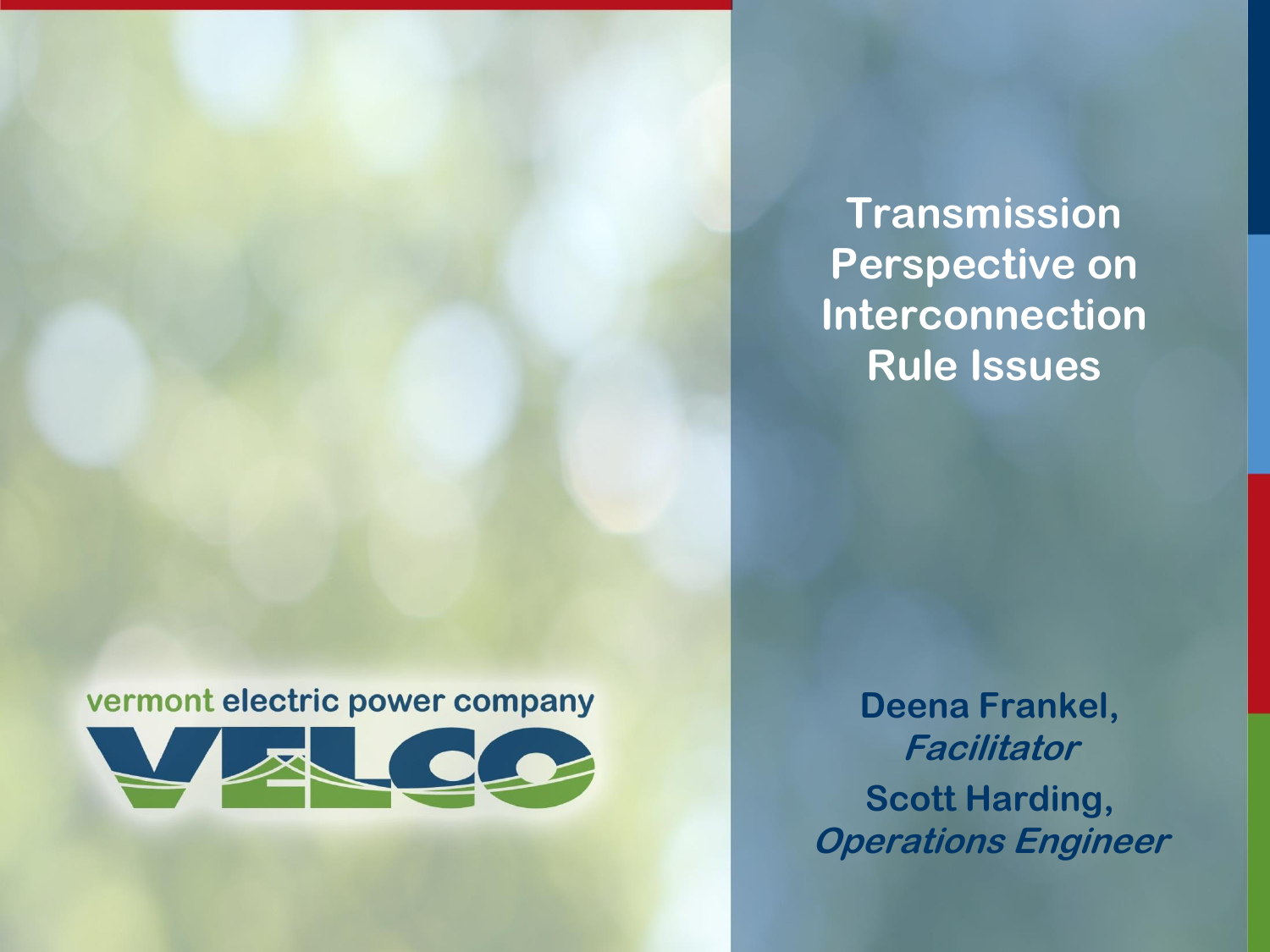vermont electric power company

VELCO

# Transmission Perspective on Interconnection Rule Issues

**Deena Frankel,**
***Facilitator***

**Scott Harding,**
***Operations Engineer***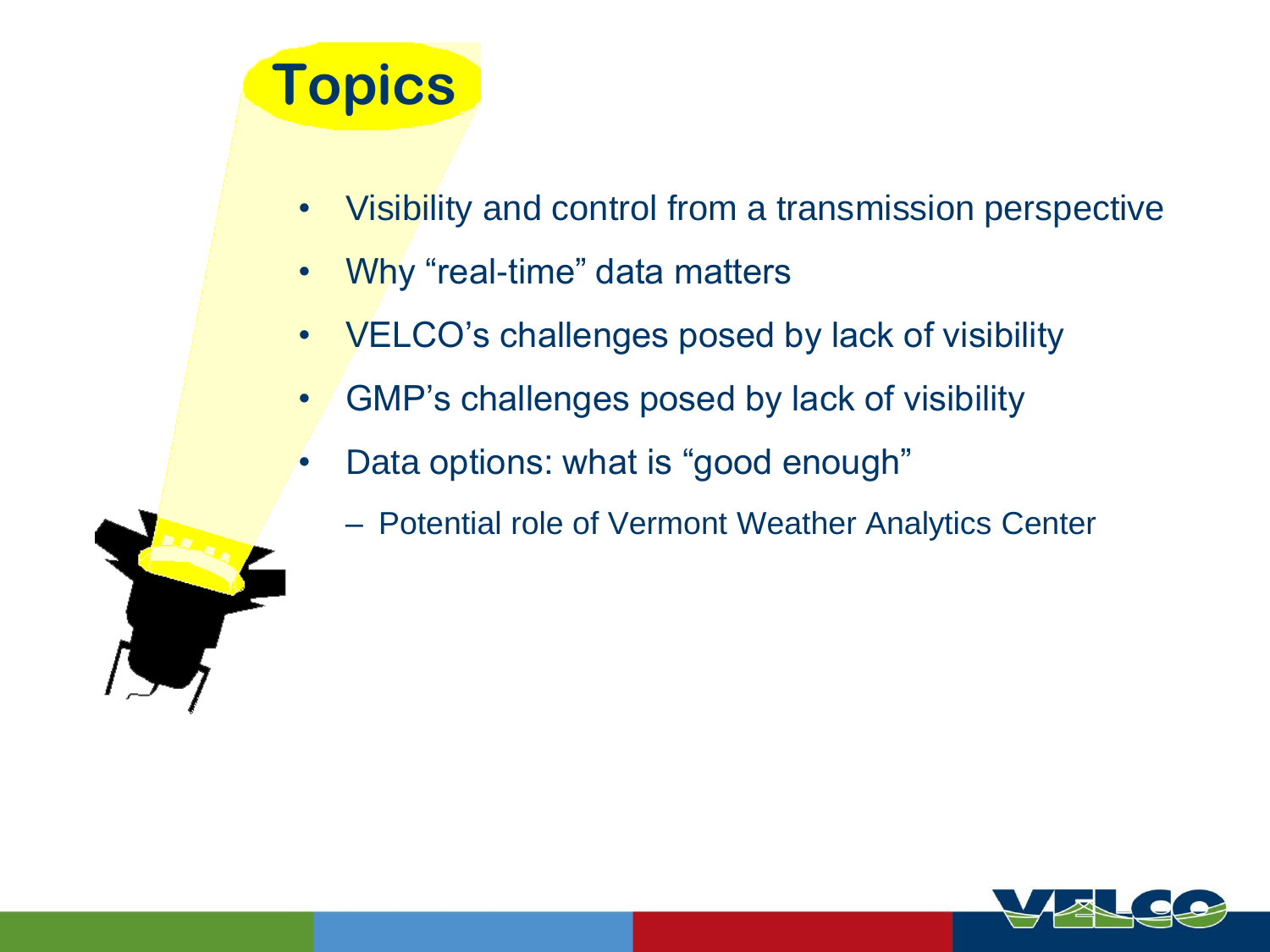# Topics

- Visibility and control from a transmission perspective
- Why "real-time" data matters
- VELCO's challenges posed by lack of visibility
- GMP's challenges posed by lack of visibility
- Data options: what is "good enough"
  - Potential role of Vermont Weather Analytics Center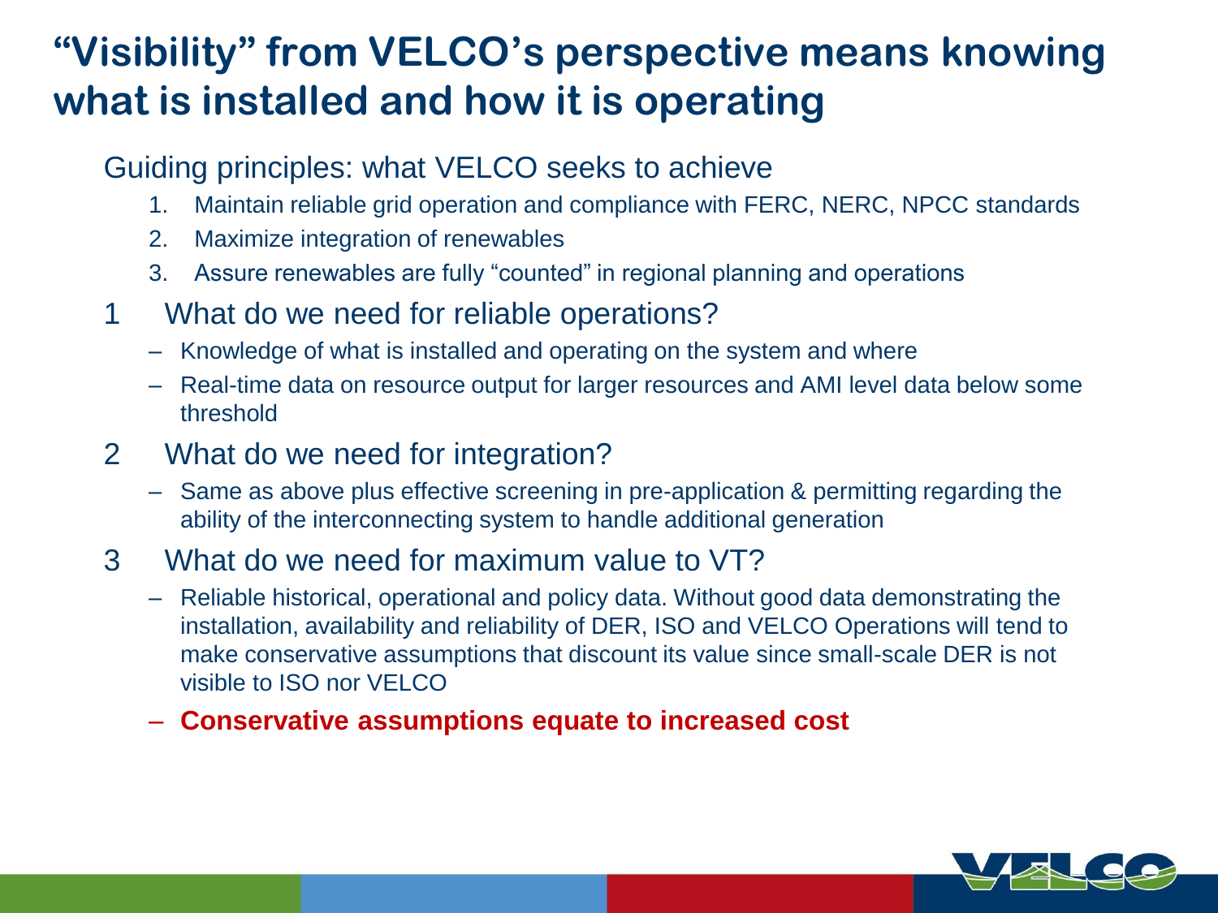# "Visibility" from VELCO's perspective means knowing what is installed and how it is operating

Guiding principles: what VELCO seeks to achieve

1. Maintain reliable grid operation and compliance with FERC, NERC, NPCC standards
2. Maximize integration of renewables
3. Assure renewables are fully "counted" in regional planning and operations

1 What do we need for reliable operations?

- Knowledge of what is installed and operating on the system and where
- Real-time data on resource output for larger resources and AMI level data below some threshold

2 What do we need for integration?

- Same as above plus effective screening in pre-application & permitting regarding the ability of the interconnecting system to handle additional generation

3 What do we need for maximum value to VT?

- Reliable historical, operational and policy data. Without good data demonstrating the installation, availability and reliability of DER, ISO and VELCO Operations will tend to make conservative assumptions that discount its value since small-scale DER is not visible to ISO nor VELCO
- **Conservative assumptions equate to increased cost**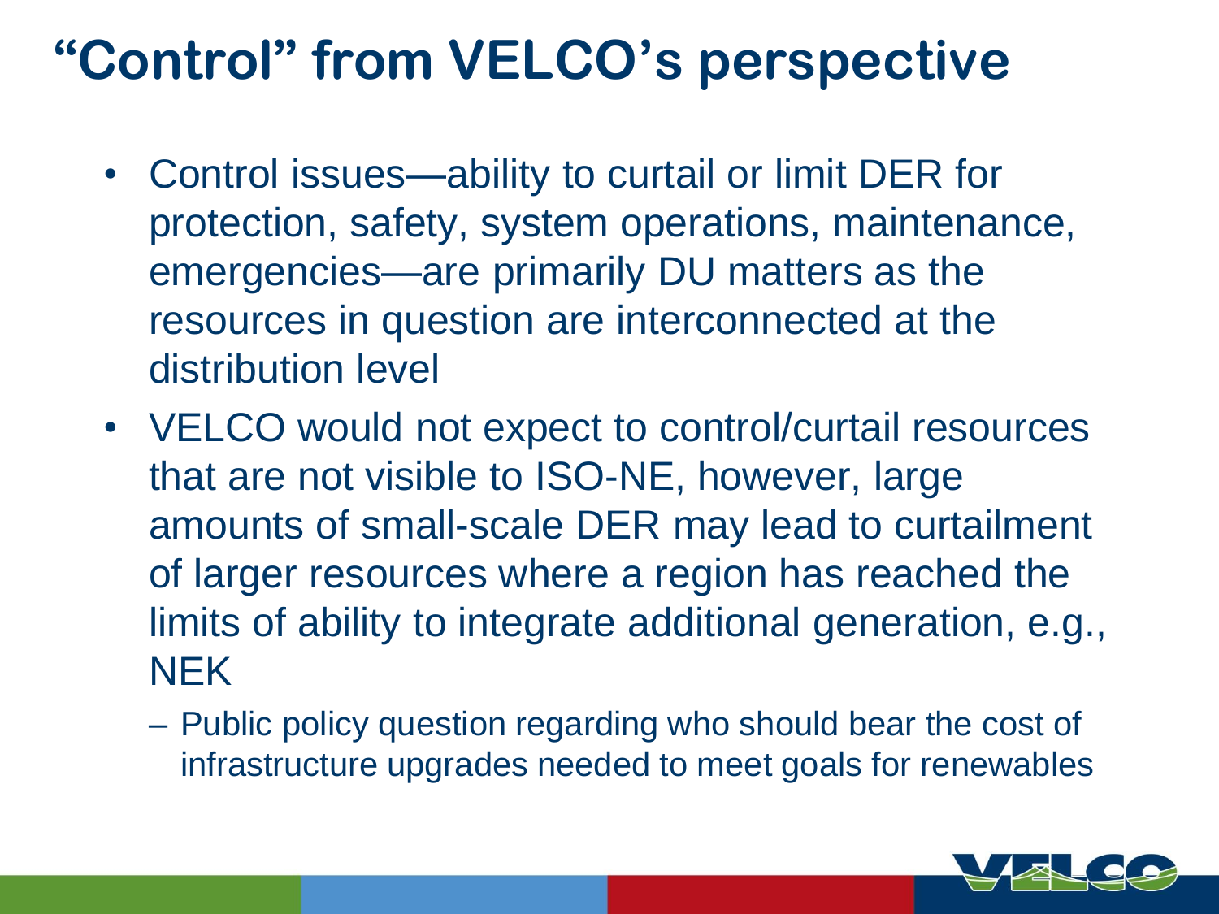# "Control" from VELCO's perspective

- Control issues—ability to curtail or limit DER for protection, safety, system operations, maintenance, emergencies—are primarily DU matters as the resources in question are interconnected at the distribution level
- VELCO would not expect to control/curtail resources that are not visible to ISO-NE, however, large amounts of small-scale DER may lead to curtailment of larger resources where a region has reached the limits of ability to integrate additional generation, e.g., NEK
  - Public policy question regarding who should bear the cost of infrastructure upgrades needed to meet goals for renewables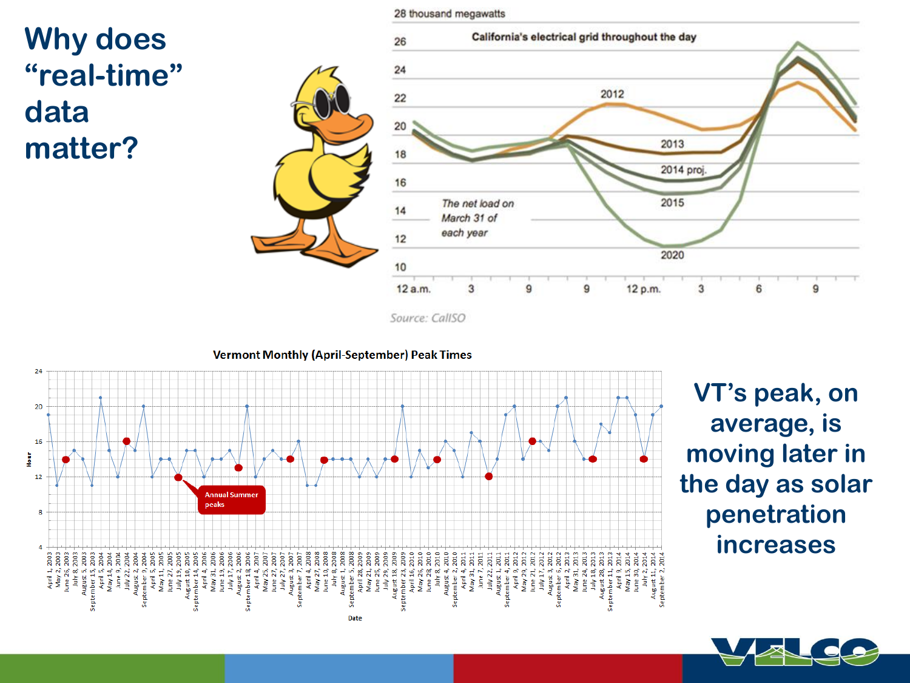# Why does "real-time" data matter?

**California's electrical grid throughout the day**

28 thousand megawatts

*The net load on March 31 of each year*

Series: 2012, 2013, 2014 proj., 2015, 2020

Y-axis: 10, 12, 14, 16, 18, 20, 22, 24, 26

X-axis: 12 a.m., 3, 9, 9, 12 p.m., 3, 6, 9

*Source: CalISO*

**Vermont Monthly (April-September) Peak Times**

Hour (4, 8, 12, 16, 20, 24)

Date

Annual Summer peaks

## VT's peak, on average, is moving later in the day as solar penetration increases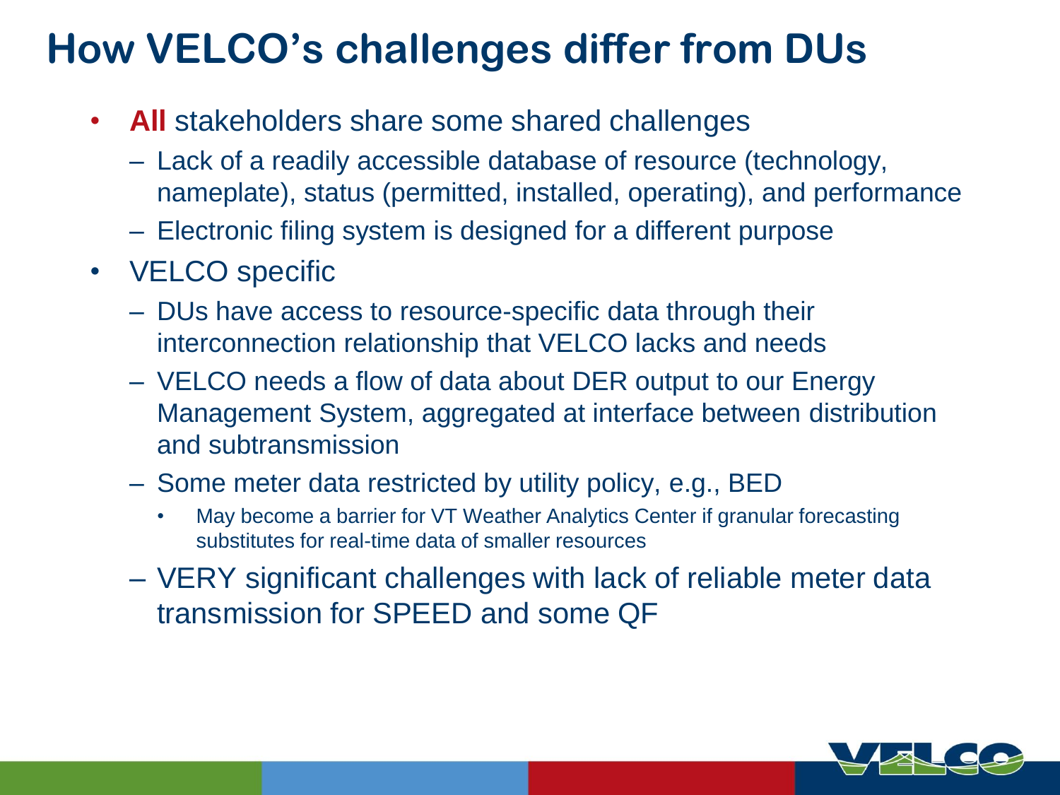# How VELCO's challenges differ from DUs

- **All** stakeholders share some shared challenges
  - Lack of a readily accessible database of resource (technology, nameplate), status (permitted, installed, operating), and performance
  - Electronic filing system is designed for a different purpose
- VELCO specific
  - DUs have access to resource-specific data through their interconnection relationship that VELCO lacks and needs
  - VELCO needs a flow of data about DER output to our Energy Management System, aggregated at interface between distribution and subtransmission
  - Some meter data restricted by utility policy, e.g., BED
    - May become a barrier for VT Weather Analytics Center if granular forecasting substitutes for real-time data of smaller resources
  - VERY significant challenges with lack of reliable meter data transmission for SPEED and some QF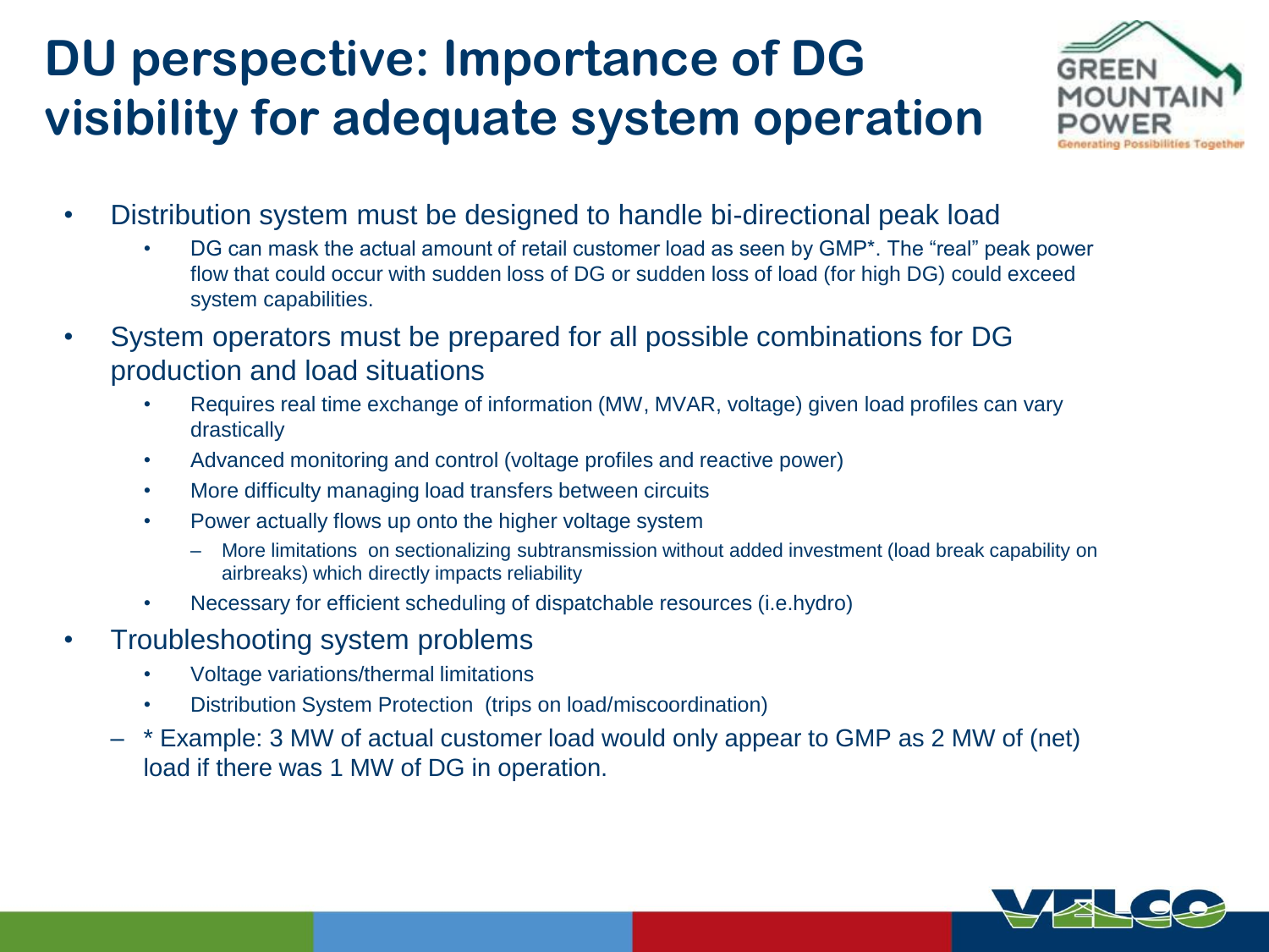# DU perspective: Importance of DG visibility for adequate system operation

- Distribution system must be designed to handle bi-directional peak load
  - DG can mask the actual amount of retail customer load as seen by GMP*. The "real" peak power flow that could occur with sudden loss of DG or sudden loss of load (for high DG) could exceed system capabilities.
- System operators must be prepared for all possible combinations for DG production and load situations
  - Requires real time exchange of information (MW, MVAR, voltage) given load profiles can vary drastically
  - Advanced monitoring and control (voltage profiles and reactive power)
  - More difficulty managing load transfers between circuits
  - Power actually flows up onto the higher voltage system
    - More limitations on sectionalizing subtransmission without added investment (load break capability on airbreaks) which directly impacts reliability
  - Necessary for efficient scheduling of dispatchable resources (i.e.hydro)
- Troubleshooting system problems
  - Voltage variations/thermal limitations
  - Distribution System Protection (trips on load/miscoordination)

– * Example: 3 MW of actual customer load would only appear to GMP as 2 MW of (net) load if there was 1 MW of DG in operation.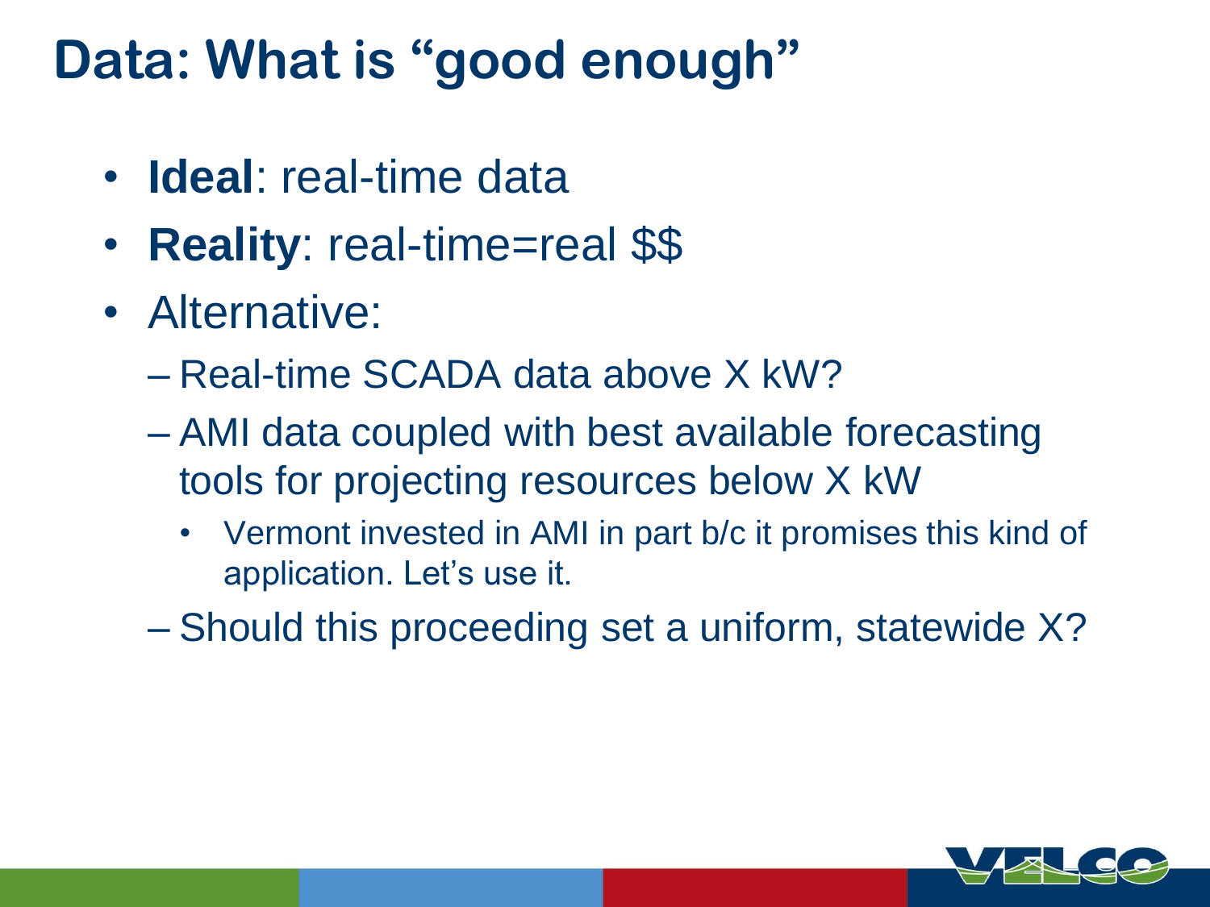# Data: What is "good enough"

- **Ideal**: real-time data
- **Reality**: real-time=real $$
- Alternative:
  - Real-time SCADA data above X kW?
  - AMI data coupled with best available forecasting tools for projecting resources below X kW
    - Vermont invested in AMI in part b/c it promises this kind of application. Let's use it.
  - Should this proceeding set a uniform, statewide X?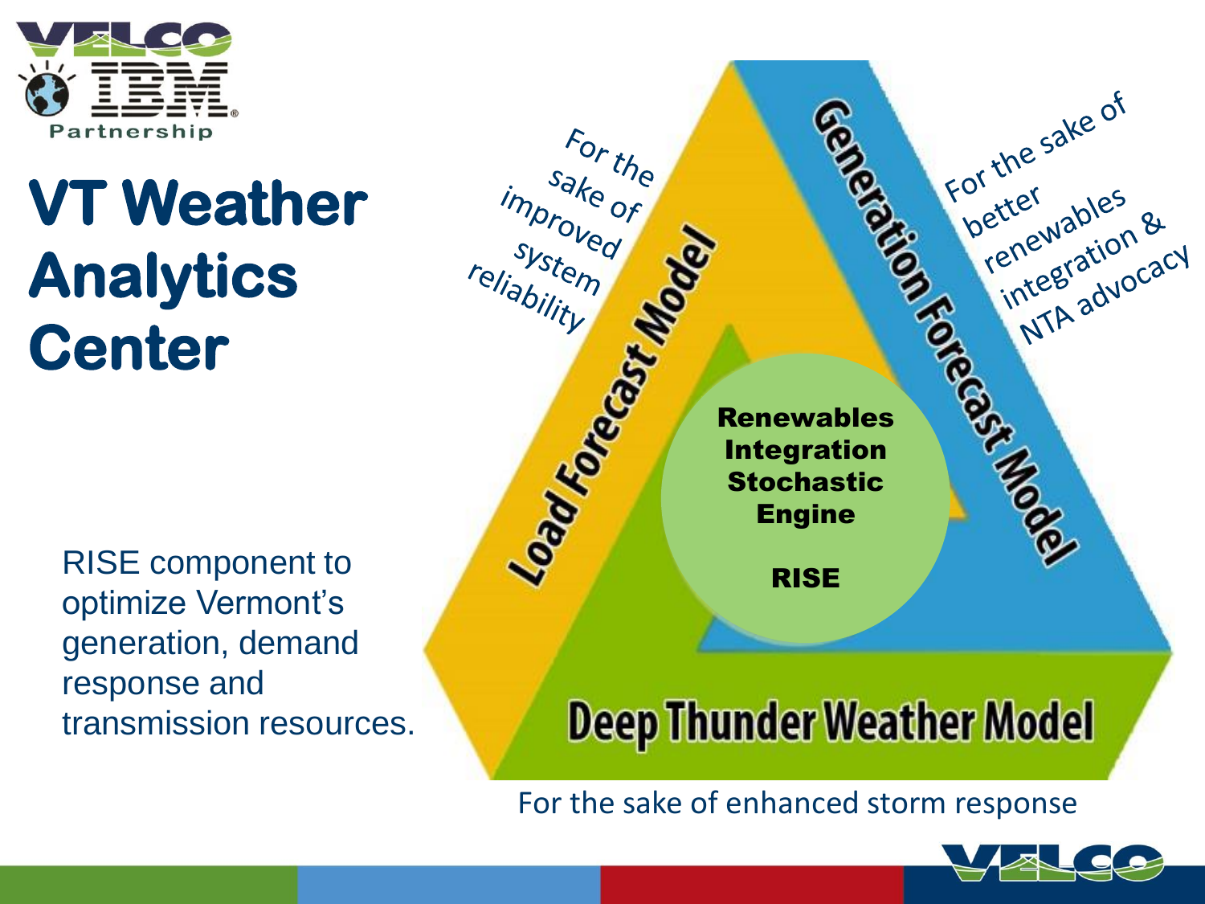VELCO IBM Partnership

# VT Weather Analytics Center

RISE component to optimize Vermont's generation, demand response and transmission resources.

For the sake of improved system reliability

Load Forecast Model

Generation Forecast Model

For the sake of better renewables integration & NTA advocacy

Renewables Integration Stochastic Engine

RISE

Deep Thunder Weather Model

For the sake of enhanced storm response